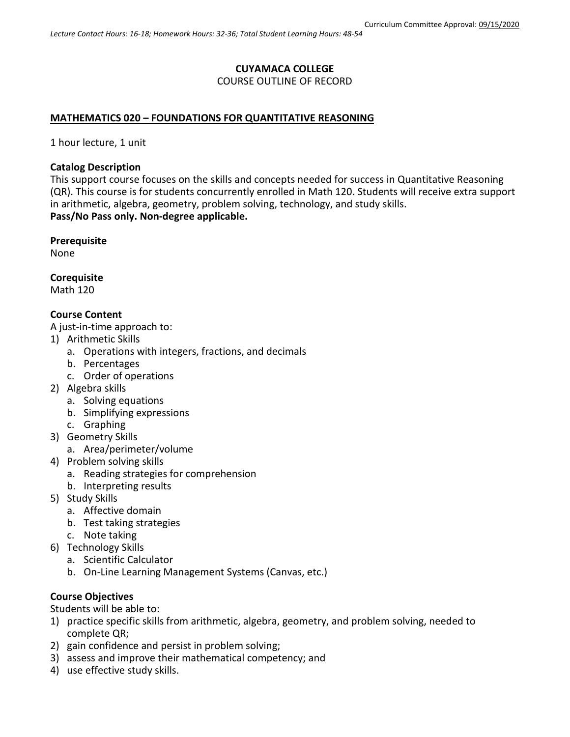Curriculum Committee Approval: 09/15/2020

*Lecture Contact Hours: 16-18; Homework Hours: 32-36; Total Student Learning Hours: 48-54*

**CUYAMACA COLLEGE**
COURSE OUTLINE OF RECORD

## MATHEMATICS 020 – FOUNDATIONS FOR QUANTITATIVE REASONING

1 hour lecture, 1 unit

**Catalog Description**
This support course focuses on the skills and concepts needed for success in Quantitative Reasoning (QR). This course is for students concurrently enrolled in Math 120. Students will receive extra support in arithmetic, algebra, geometry, problem solving, technology, and study skills.
**Pass/No Pass only. Non-degree applicable.**

**Prerequisite**
None

**Corequisite**
Math 120

**Course Content**
A just-in-time approach to:

1) Arithmetic Skills
    a. Operations with integers, fractions, and decimals
    b. Percentages
    c. Order of operations
2) Algebra skills
    a. Solving equations
    b. Simplifying expressions
    c. Graphing
3) Geometry Skills
    a. Area/perimeter/volume
4) Problem solving skills
    a. Reading strategies for comprehension
    b. Interpreting results
5) Study Skills
    a. Affective domain
    b. Test taking strategies
    c. Note taking
6) Technology Skills
    a. Scientific Calculator
    b. On-Line Learning Management Systems (Canvas, etc.)

**Course Objectives**
Students will be able to:

1) practice specific skills from arithmetic, algebra, geometry, and problem solving, needed to complete QR;
2) gain confidence and persist in problem solving;
3) assess and improve their mathematical competency; and
4) use effective study skills.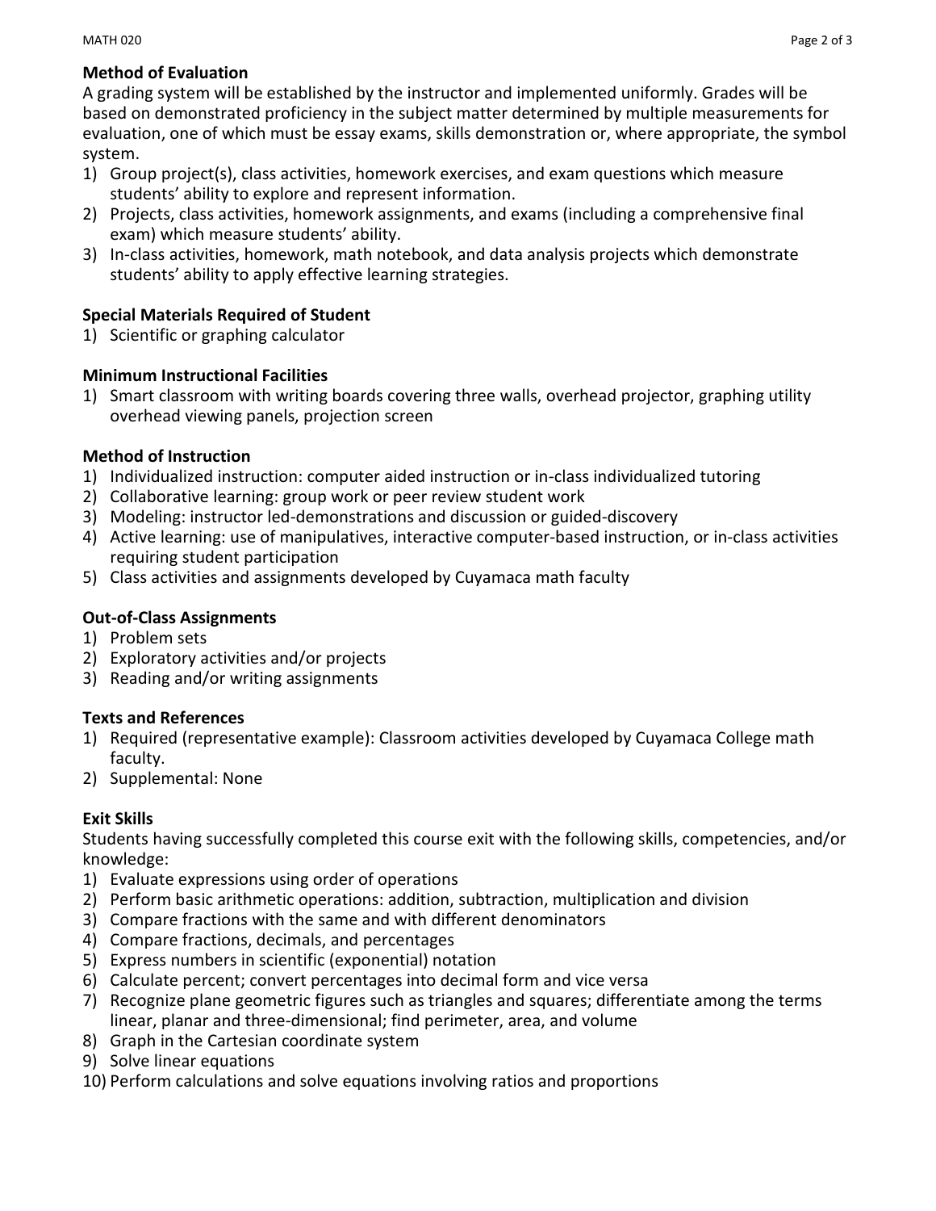**Method of Evaluation**

A grading system will be established by the instructor and implemented uniformly. Grades will be based on demonstrated proficiency in the subject matter determined by multiple measurements for evaluation, one of which must be essay exams, skills demonstration or, where appropriate, the symbol system.

1) Group project(s), class activities, homework exercises, and exam questions which measure students' ability to explore and represent information.
2) Projects, class activities, homework assignments, and exams (including a comprehensive final exam) which measure students' ability.
3) In-class activities, homework, math notebook, and data analysis projects which demonstrate students' ability to apply effective learning strategies.

**Special Materials Required of Student**

1) Scientific or graphing calculator

**Minimum Instructional Facilities**

1) Smart classroom with writing boards covering three walls, overhead projector, graphing utility overhead viewing panels, projection screen

**Method of Instruction**

1) Individualized instruction: computer aided instruction or in-class individualized tutoring
2) Collaborative learning: group work or peer review student work
3) Modeling: instructor led-demonstrations and discussion or guided-discovery
4) Active learning: use of manipulatives, interactive computer-based instruction, or in-class activities requiring student participation
5) Class activities and assignments developed by Cuyamaca math faculty

**Out-of-Class Assignments**

1) Problem sets
2) Exploratory activities and/or projects
3) Reading and/or writing assignments

**Texts and References**

1) Required (representative example): Classroom activities developed by Cuyamaca College math faculty.
2) Supplemental: None

**Exit Skills**

Students having successfully completed this course exit with the following skills, competencies, and/or knowledge:

1) Evaluate expressions using order of operations
2) Perform basic arithmetic operations: addition, subtraction, multiplication and division
3) Compare fractions with the same and with different denominators
4) Compare fractions, decimals, and percentages
5) Express numbers in scientific (exponential) notation
6) Calculate percent; convert percentages into decimal form and vice versa
7) Recognize plane geometric figures such as triangles and squares; differentiate among the terms linear, planar and three-dimensional; find perimeter, area, and volume
8) Graph in the Cartesian coordinate system
9) Solve linear equations
10) Perform calculations and solve equations involving ratios and proportions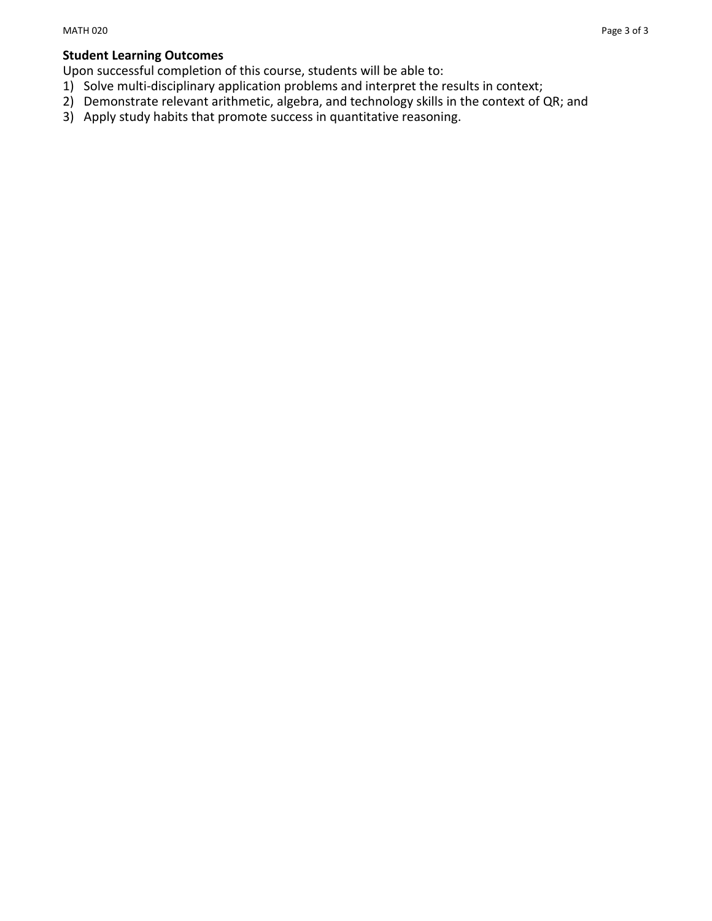**Student Learning Outcomes**

Upon successful completion of this course, students will be able to:

1) Solve multi-disciplinary application problems and interpret the results in context;
2) Demonstrate relevant arithmetic, algebra, and technology skills in the context of QR; and
3) Apply study habits that promote success in quantitative reasoning.